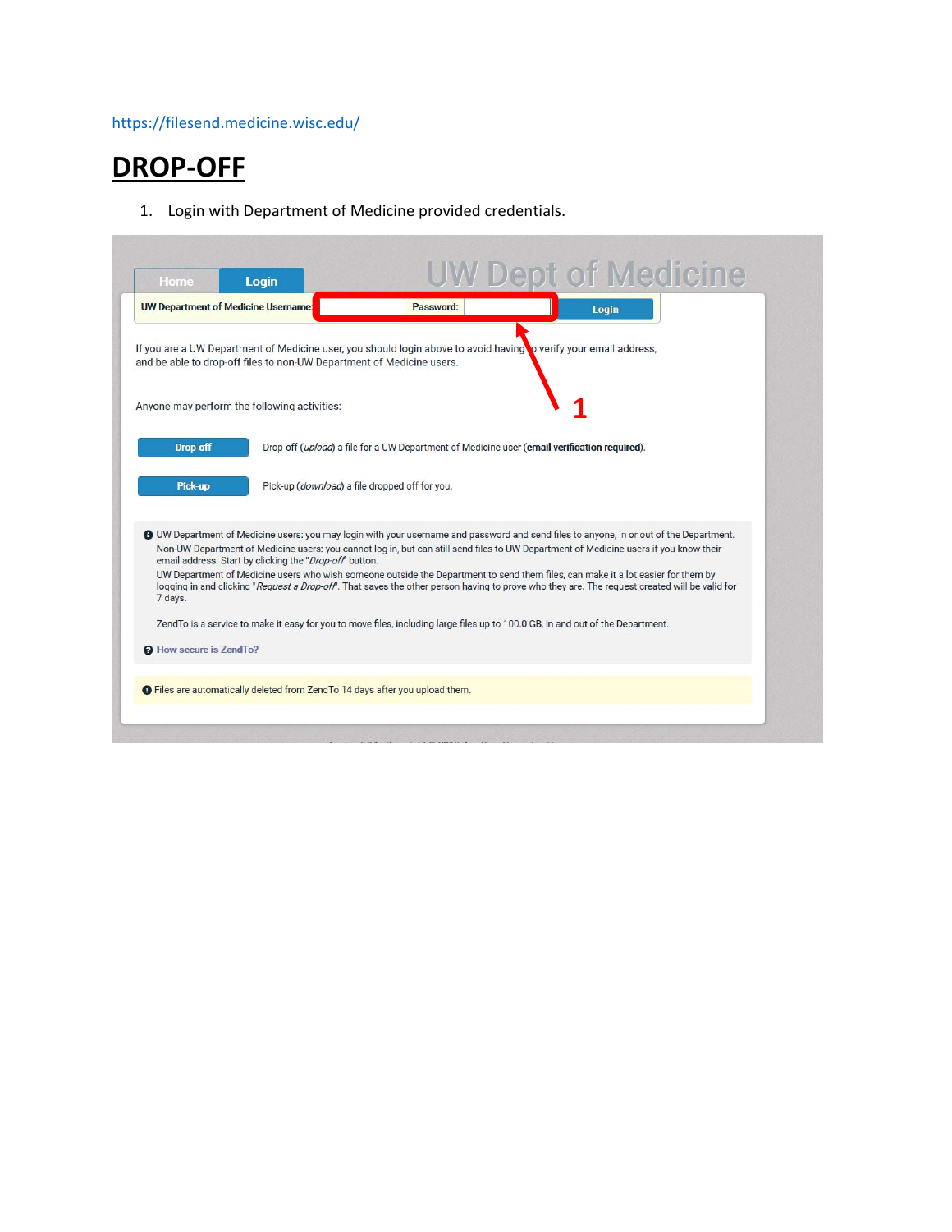https://filesend.medicine.wisc.edu/

# DROP-OFF

1. Login with Department of Medicine provided credentials.

Home | Login

UW Dept of Medicine

UW Department of Medicine Username: Password: Login

1

If you are a UW Department of Medicine user, you should login above to avoid having to verify your email address, and be able to drop-off files to non-UW Department of Medicine users.

Anyone may perform the following activities:

Drop-off — Drop-off (*upload*) a file for a UW Department of Medicine user (**email verification required**).

Pick-up — Pick-up (*download*) a file dropped off for you.

UW Department of Medicine users: you may login with your username and password and send files to anyone, in or out of the Department.
Non-UW Department of Medicine users: you cannot log in, but can still send files to UW Department of Medicine users if you know their email address. Start by clicking the "*Drop-off*" button.
UW Department of Medicine users who wish someone outside the Department to send them files, can make it a lot easier for them by logging in and clicking "*Request a Drop-off*". That saves the other person having to prove who they are. The request created will be valid for 7 days.

ZendTo is a service to make it easy for you to move files, including large files up to 100.0 GB, in and out of the Department.

How secure is ZendTo?

Files are automatically deleted from ZendTo 14 days after you upload them.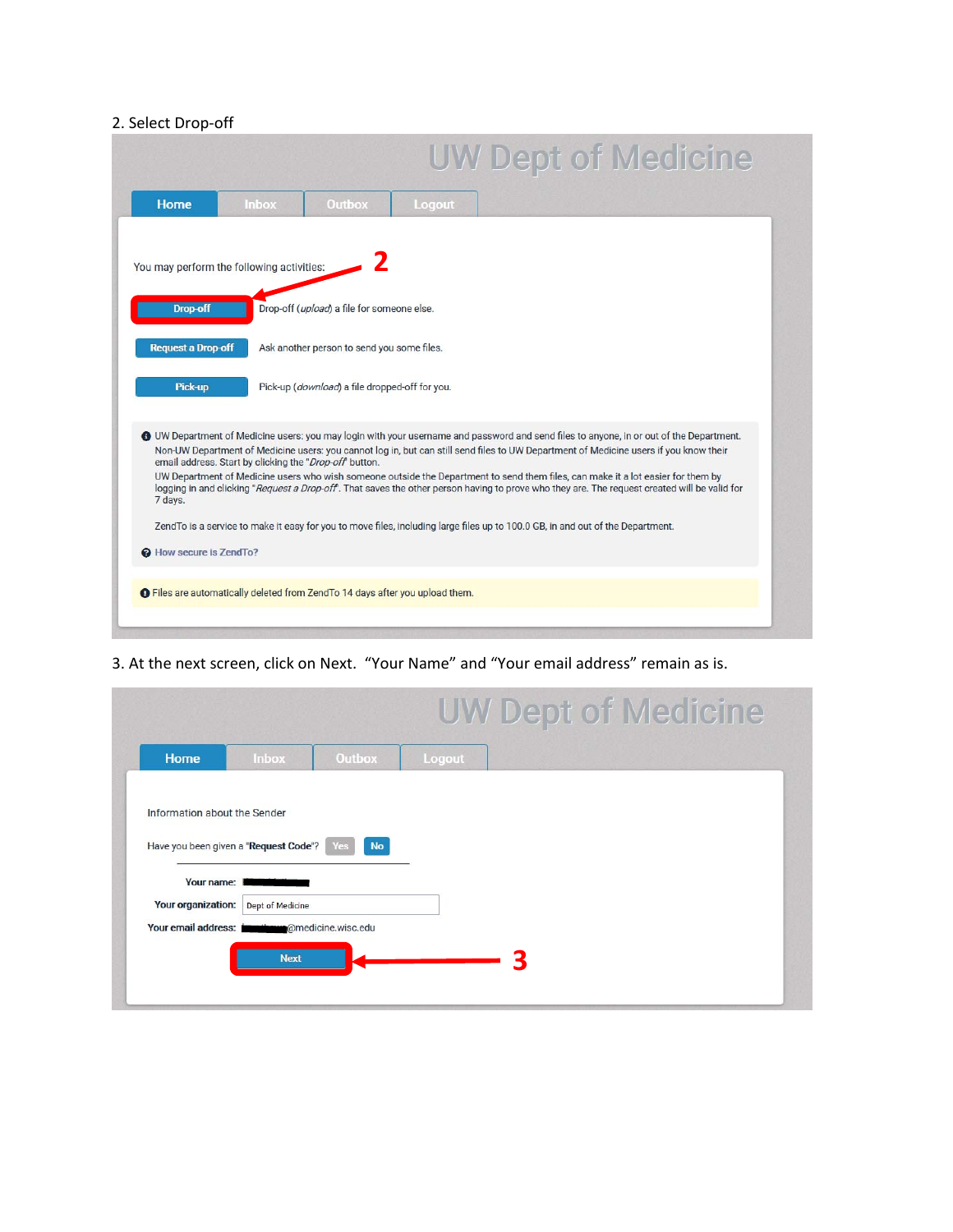2. Select Drop-off

UW Dept of Medicine

Home | Inbox | Outbox | Logout

You may perform the following activities:

2

Drop-off — Drop-off (*upload*) a file for someone else.

Request a Drop-off — Ask another person to send you some files.

Pick-up — Pick-up (*download*) a file dropped-off for you.

UW Department of Medicine users: you may login with your username and password and send files to anyone, in or out of the Department.
Non-UW Department of Medicine users: you cannot log in, but can still send files to UW Department of Medicine users if you know their email address. Start by clicking the "*Drop-off*" button.
UW Department of Medicine users who wish someone outside the Department to send them files, can make it a lot easier for them by logging in and clicking "*Request a Drop-off*". That saves the other person having to prove who they are. The request created will be valid for 7 days.

ZendTo is a service to make it easy for you to move files, including large files up to 100.0 GB, in and out of the Department.

How secure is ZendTo?

Files are automatically deleted from ZendTo 14 days after you upload them.

3. At the next screen, click on Next. "Your Name" and "Your email address" remain as is.

UW Dept of Medicine

Home | Inbox | Outbox | Logout

Information about the Sender

Have you been given a "**Request Code**"? Yes No

Your name:

Your organization: Dept of Medicine

Your email address: @medicine.wisc.edu

Next

3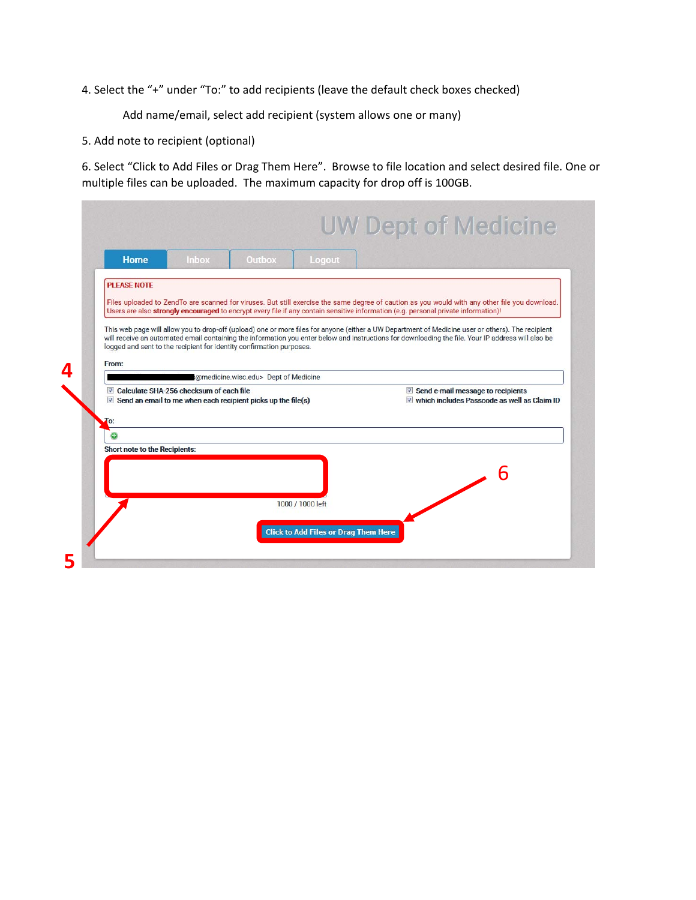4. Select the "+" under "To:" to add recipients (leave the default check boxes checked)

   Add name/email, select add recipient (system allows one or many)

5. Add note to recipient (optional)

6. Select "Click to Add Files or Drag Them Here". Browse to file location and select desired file. One or multiple files can be uploaded. The maximum capacity for drop off is 100GB.

UW Dept of Medicine

Home Inbox Outbox Logout

PLEASE NOTE

Files uploaded to ZendTo are scanned for viruses. But still exercise the same degree of caution as you would with any other file you download. Users are also **strongly encouraged** to encrypt every file if any contain sensitive information (e.g. personal private information)!

This web page will allow you to drop-off (upload) one or more files for anyone (either a UW Department of Medicine user or others). The recipient will receive an automated email containing the information you enter below and instructions for downloading the file. Your IP address will also be logged and sent to the recipient for identity confirmation purposes.

From:

@medicine.wisc.edu> Dept of Medicine

☑ Calculate SHA-256 checksum of each file

☑ Send an email to me when each recipient picks up the file(s)

☑ Send e-mail message to recipients

☑ which includes Passcode as well as Claim ID

4

To:

Short note to the Recipients:

1000 / 1000 left

6

Click to Add Files or Drag Them Here

5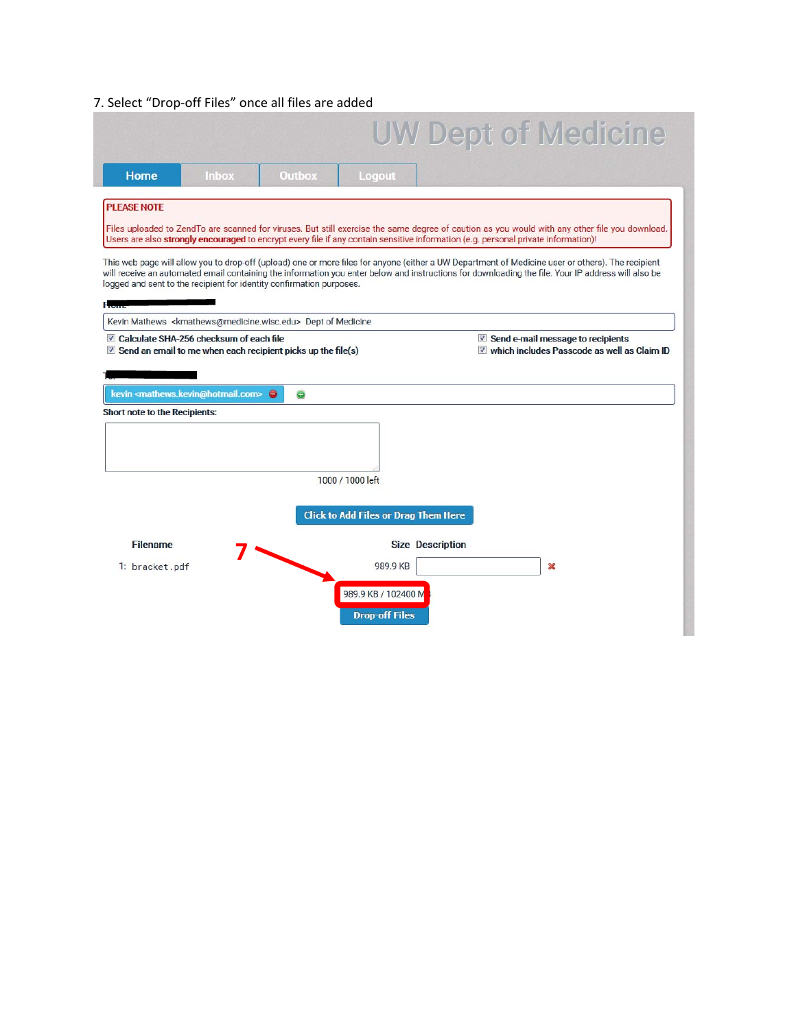7. Select "Drop-off Files" once all files are added

UW Dept of Medicine

Home | Inbox | Outbox | Logout

**PLEASE NOTE**

Files uploaded to ZendTo are scanned for viruses. But still exercise the same degree of caution as you would with any other file you download. Users are also **strongly encouraged** to encrypt every file if any contain sensitive information (e.g. personal private information)!

This web page will allow you to drop-off (upload) one or more files for anyone (either a UW Department of Medicine user or others). The recipient will receive an automated email containing the information you enter below and instructions for downloading the file. Your IP address will also be logged and sent to the recipient for identity confirmation purposes.

From:

Kevin Mathews <kmathews@medicine.wisc.edu> Dept of Medicine

- ☑ Calculate SHA-256 checksum of each file
- ☑ Send an email to me when each recipient picks up the file(s)
- ☑ Send e-mail message to recipients
- ☑ which includes Passcode as well as Claim ID

To:

kevin <mathews.kevin@hotmail.com>

Short note to the Recipients:

1000 / 1000 left

Click to Add Files or Drag Them Here

| Filename | Size | Description |
|---|---|---|
| 1: bracket.pdf | 989.9 KB | |

7

989.9 KB / 102400 MB

Drop-off Files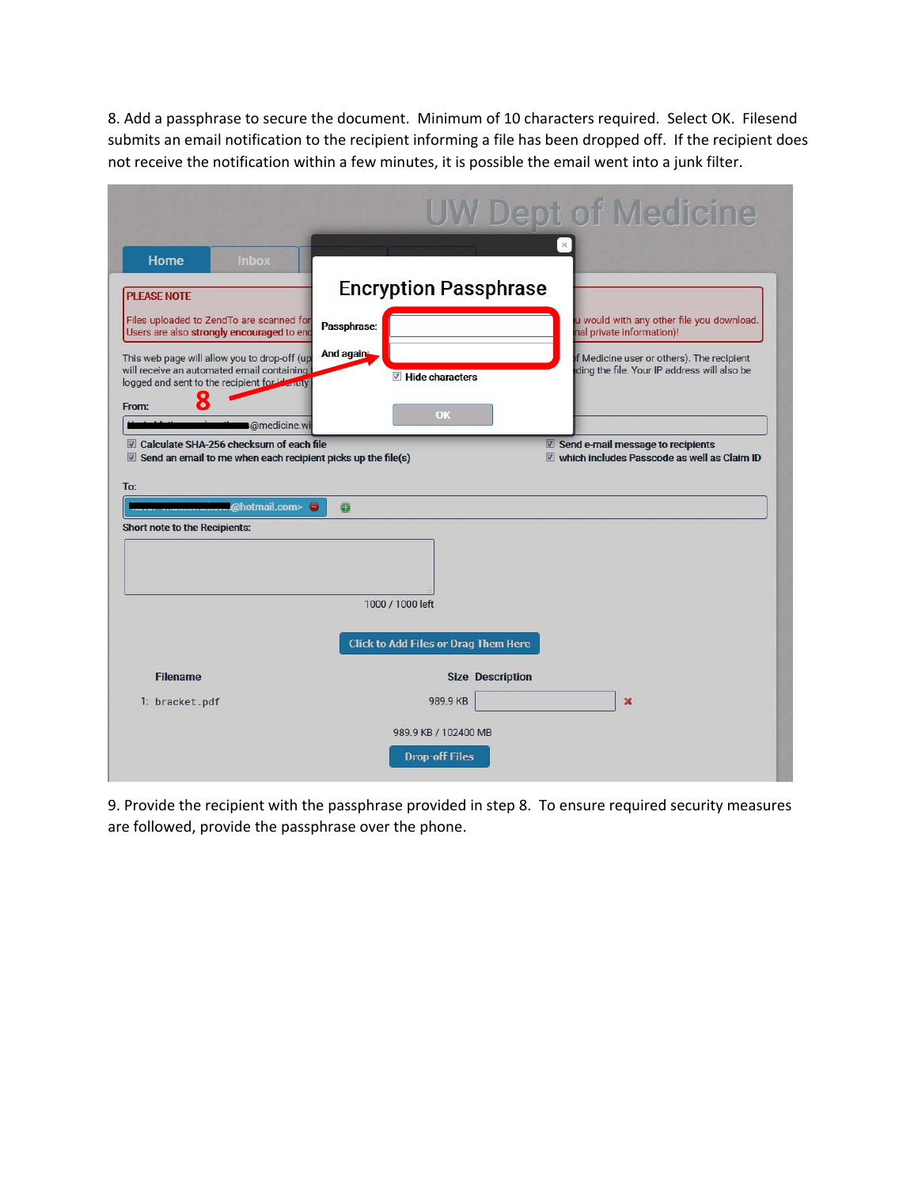8. Add a passphrase to secure the document. Minimum of 10 characters required. Select OK. Filesend submits an email notification to the recipient informing a file has been dropped off. If the recipient does not receive the notification within a few minutes, it is possible the email went into a junk filter.

9. Provide the recipient with the passphrase provided in step 8. To ensure required security measures are followed, provide the passphrase over the phone.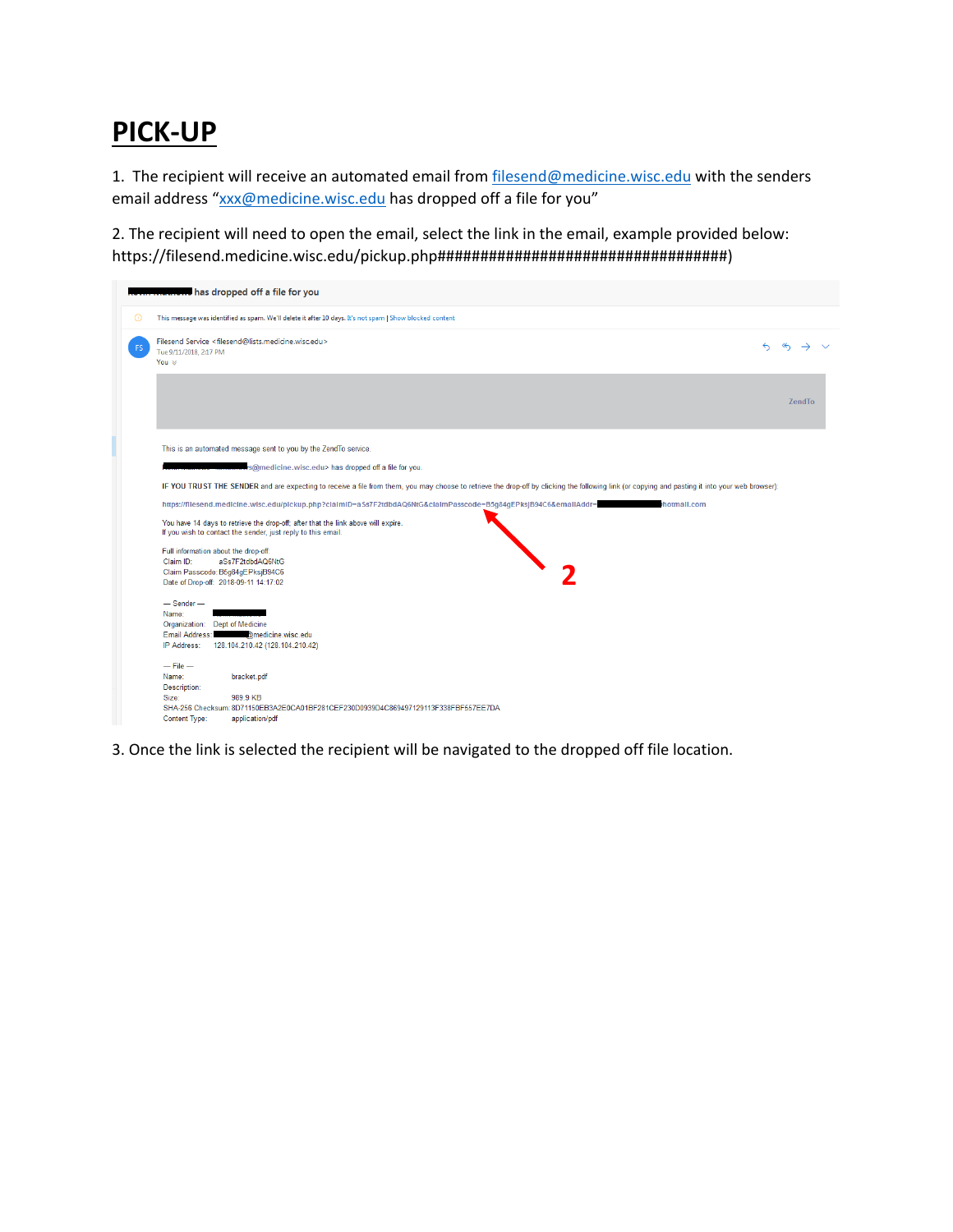# PICK-UP

1. The recipient will receive an automated email from filesend@medicine.wisc.edu with the senders email address "xxx@medicine.wisc.edu has dropped off a file for you"

2. The recipient will need to open the email, select the link in the email, example provided below: https://filesend.medicine.wisc.edu/pickup.php###################################)

3. Once the link is selected the recipient will be navigated to the dropped off file location.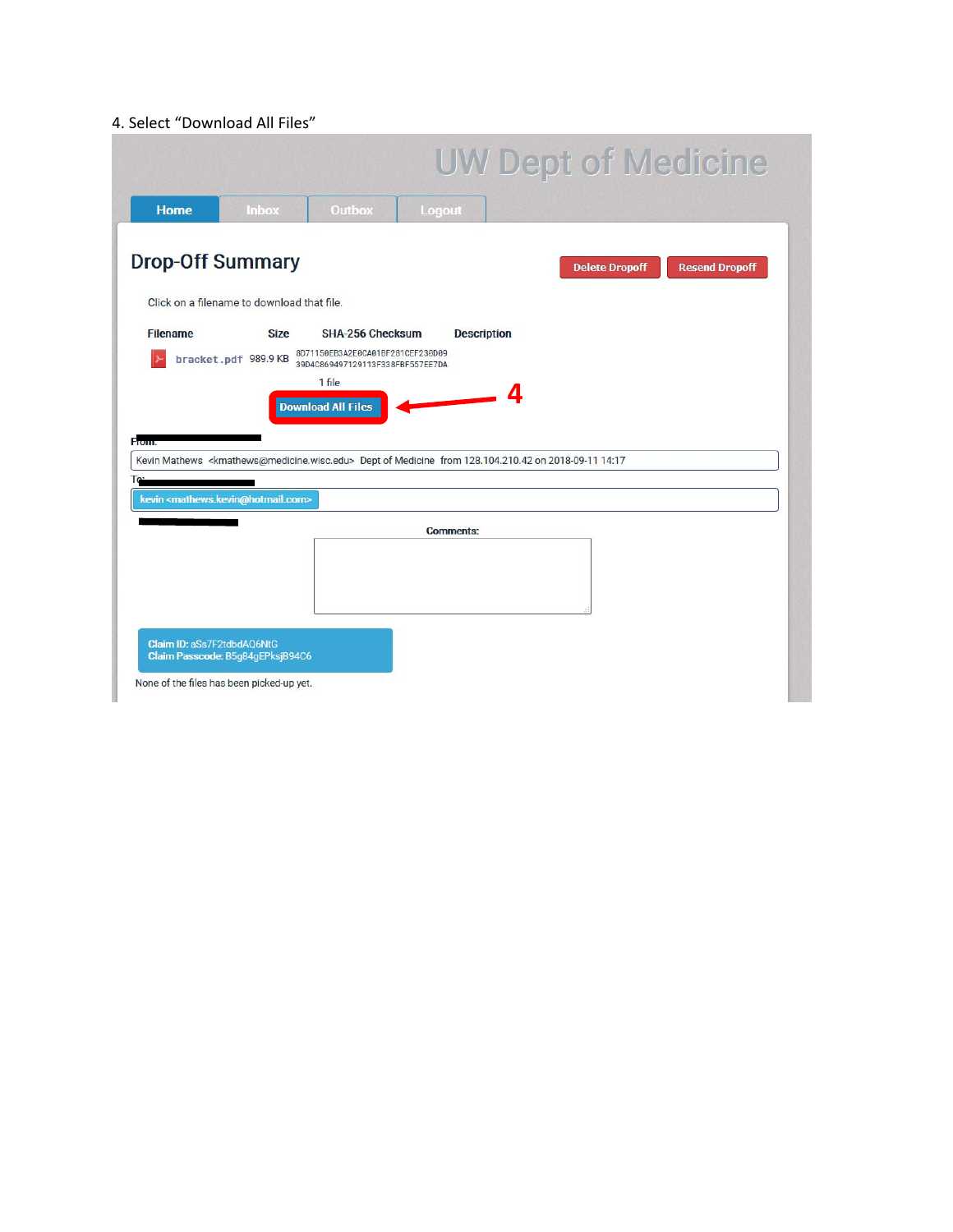4. Select “Download All Files”

UW Dept of Medicine

Home | Inbox | Outbox | Logout

## Drop-Off Summary

Delete Dropoff | Resend Dropoff

Click on a filename to download that file.

| Filename | Size | SHA-256 Checksum | Description |
|---|---|---|---|
| bracket.pdf | 989.9 KB | 8D71150EB3A2E0CA01BF281CEF230D09 39D4C869497129113F338FBF557EE7DA | |

1 file

Download All Files

4

From:

Kevin Mathews <kmathews@medicine.wisc.edu> Dept of Medicine from 128.104.210.42 on 2018-09-11 14:17

To:

kevin <mathews.kevin@hotmail.com>

Comments:

Claim ID: aSs7F2tdbdAQ6NtG
Claim Passcode: B5g84gEPksjB94C6

None of the files has been picked-up yet.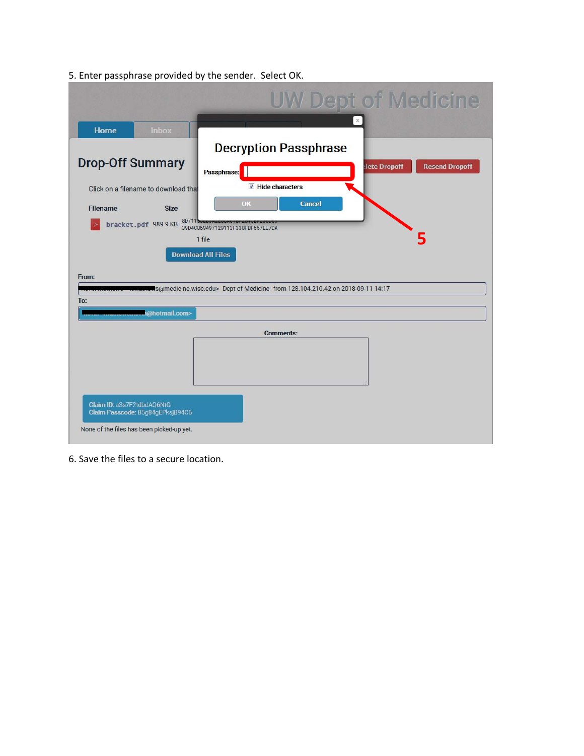5. Enter passphrase provided by the sender. Select OK.

UW Dept of Medicine

Home Inbox

Drop-Off Summary

Decryption Passphrase

Passphrase:

Hide characters

OK Cancel

Delete Dropoff Resend Dropoff

5

Click on a filename to download tha

Filename Size

bracket.pdf 989.9 KB 6D711
39D4C869497129113F338FBF557EE7DA

1 file

Download All Files

From:

s@medicine.wisc.edu> Dept of Medicine from 128.104.210.42 on 2018-09-11 14:17

To:

@hotmail.com>

Comments:

Claim ID: aSs7F2tdbdAQ6NtG
Claim Passcode: B5g84gEPksjB94C6

None of the files has been picked-up yet.

6. Save the files to a secure location.